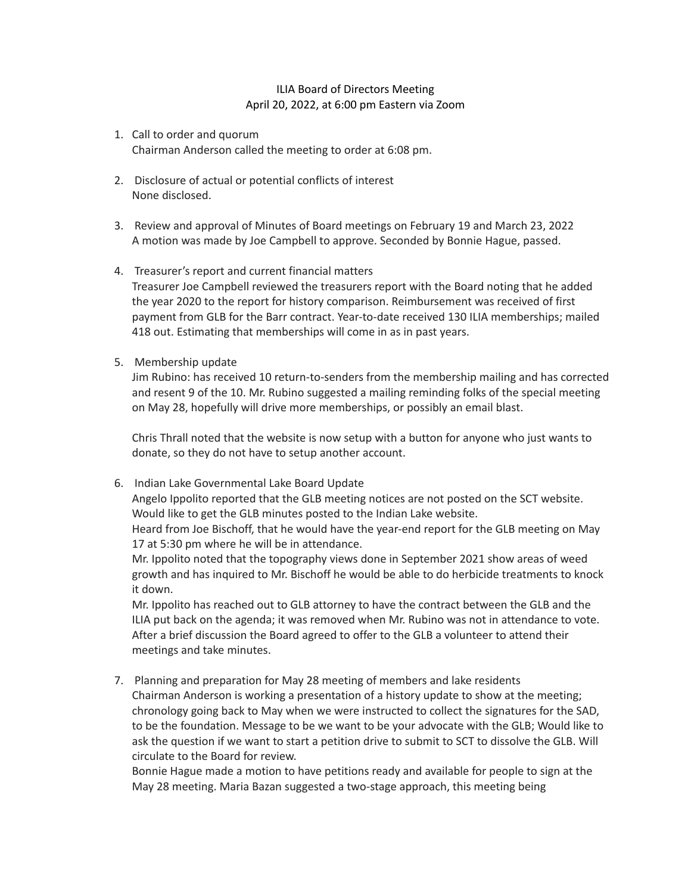# ILIA Board of Directors Meeting
## April 20, 2022, at 6:00 pm Eastern via Zoom

1. Call to order and quorum
   Chairman Anderson called the meeting to order at 6:08 pm.

2. Disclosure of actual or potential conflicts of interest
   None disclosed.

3. Review and approval of Minutes of Board meetings on February 19 and March 23, 2022
   A motion was made by Joe Campbell to approve. Seconded by Bonnie Hague, passed.

4. Treasurer's report and current financial matters
   Treasurer Joe Campbell reviewed the treasurers report with the Board noting that he added the year 2020 to the report for history comparison. Reimbursement was received of first payment from GLB for the Barr contract. Year-to-date received 130 ILIA memberships; mailed 418 out. Estimating that memberships will come in as in past years.

5. Membership update
   Jim Rubino: has received 10 return-to-senders from the membership mailing and has corrected and resent 9 of the 10. Mr. Rubino suggested a mailing reminding folks of the special meeting on May 28, hopefully will drive more memberships, or possibly an email blast.

   Chris Thrall noted that the website is now setup with a button for anyone who just wants to donate, so they do not have to setup another account.

6. Indian Lake Governmental Lake Board Update
   Angelo Ippolito reported that the GLB meeting notices are not posted on the SCT website. Would like to get the GLB minutes posted to the Indian Lake website.
   Heard from Joe Bischoff, that he would have the year-end report for the GLB meeting on May 17 at 5:30 pm where he will be in attendance.
   Mr. Ippolito noted that the topography views done in September 2021 show areas of weed growth and has inquired to Mr. Bischoff he would be able to do herbicide treatments to knock it down.
   Mr. Ippolito has reached out to GLB attorney to have the contract between the GLB and the ILIA put back on the agenda; it was removed when Mr. Rubino was not in attendance to vote.
   After a brief discussion the Board agreed to offer to the GLB a volunteer to attend their meetings and take minutes.

7. Planning and preparation for May 28 meeting of members and lake residents
   Chairman Anderson is working a presentation of a history update to show at the meeting; chronology going back to May when we were instructed to collect the signatures for the SAD, to be the foundation. Message to be we want to be your advocate with the GLB; Would like to ask the question if we want to start a petition drive to submit to SCT to dissolve the GLB. Will circulate to the Board for review.
   Bonnie Hague made a motion to have petitions ready and available for people to sign at the May 28 meeting. Maria Bazan suggested a two-stage approach, this meeting being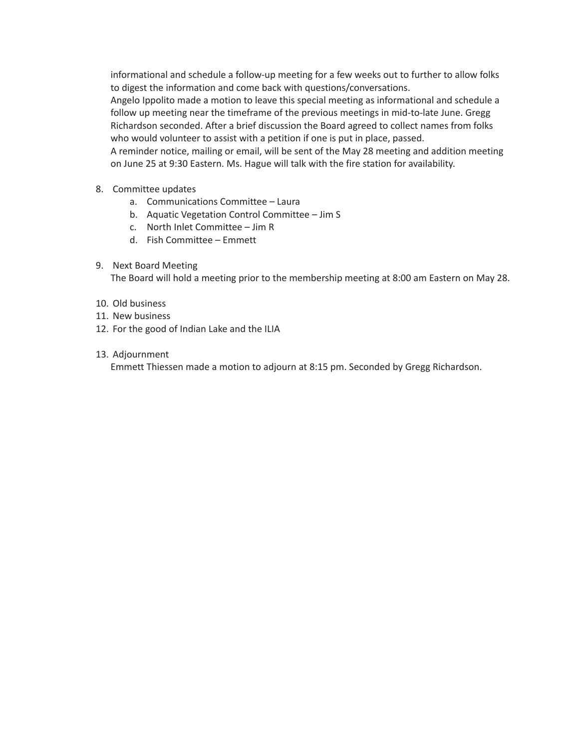informational and schedule a follow-up meeting for a few weeks out to further to allow folks to digest the information and come back with questions/conversations.
Angelo Ippolito made a motion to leave this special meeting as informational and schedule a follow up meeting near the timeframe of the previous meetings in mid-to-late June. Gregg Richardson seconded. After a brief discussion the Board agreed to collect names from folks who would volunteer to assist with a petition if one is put in place, passed.
A reminder notice, mailing or email, will be sent of the May 28 meeting and addition meeting on June 25 at 9:30 Eastern. Ms. Hague will talk with the fire station for availability.

8. Committee updates
    a. Communications Committee – Laura
    b. Aquatic Vegetation Control Committee – Jim S
    c. North Inlet Committee – Jim R
    d. Fish Committee – Emmett

9. Next Board Meeting
   The Board will hold a meeting prior to the membership meeting at 8:00 am Eastern on May 28.

10. Old business
11. New business
12. For the good of Indian Lake and the ILIA

13. Adjournment
    Emmett Thiessen made a motion to adjourn at 8:15 pm. Seconded by Gregg Richardson.